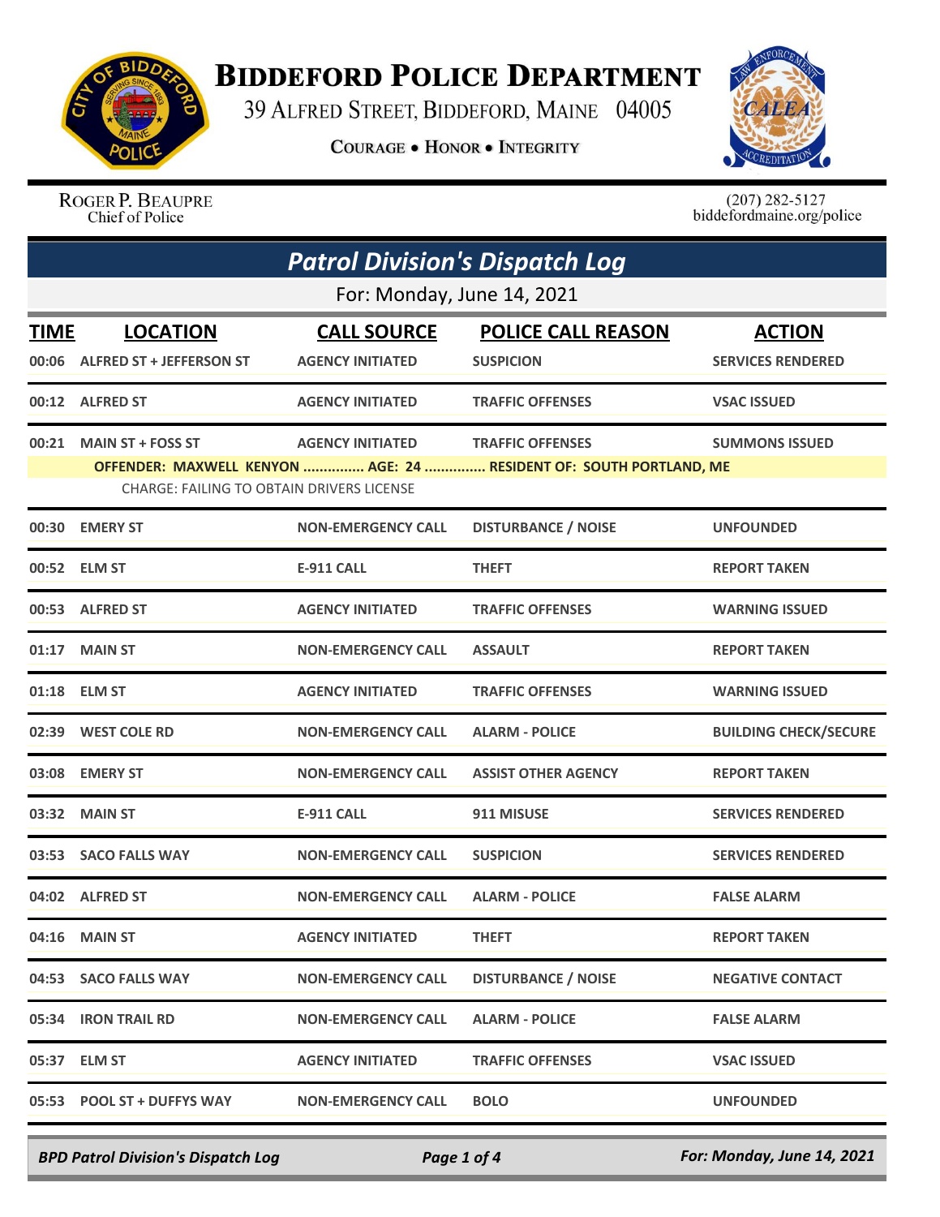# Biddeford Police Department

39 Alfred Street, Biddeford, Maine 04005

**Courage • Honor • Integrity**

Roger P. Beaupre
Chief of Police

(207) 282-5127
biddefordmaine.org/police

## *Patrol Division's Dispatch Log*

For: Monday, June 14, 2021

| TIME | LOCATION | CALL SOURCE | POLICE CALL REASON | ACTION |
|---|---|---|---|---|
| 00:06 | ALFRED ST + JEFFERSON ST | AGENCY INITIATED | SUSPICION | SERVICES RENDERED |
| 00:12 | ALFRED ST | AGENCY INITIATED | TRAFFIC OFFENSES | VSAC ISSUED |
| 00:21 | MAIN ST + FOSS ST | AGENCY INITIATED | TRAFFIC OFFENSES | SUMMONS ISSUED |
| | OFFENDER: MAXWELL KENYON ............... AGE: 24 ............... RESIDENT OF: SOUTH PORTLAND, ME<br>CHARGE: FAILING TO OBTAIN DRIVERS LICENSE | | | |
| 00:30 | EMERY ST | NON-EMERGENCY CALL | DISTURBANCE / NOISE | UNFOUNDED |
| 00:52 | ELM ST | E-911 CALL | THEFT | REPORT TAKEN |
| 00:53 | ALFRED ST | AGENCY INITIATED | TRAFFIC OFFENSES | WARNING ISSUED |
| 01:17 | MAIN ST | NON-EMERGENCY CALL | ASSAULT | REPORT TAKEN |
| 01:18 | ELM ST | AGENCY INITIATED | TRAFFIC OFFENSES | WARNING ISSUED |
| 02:39 | WEST COLE RD | NON-EMERGENCY CALL | ALARM - POLICE | BUILDING CHECK/SECURE |
| 03:08 | EMERY ST | NON-EMERGENCY CALL | ASSIST OTHER AGENCY | REPORT TAKEN |
| 03:32 | MAIN ST | E-911 CALL | 911 MISUSE | SERVICES RENDERED |
| 03:53 | SACO FALLS WAY | NON-EMERGENCY CALL | SUSPICION | SERVICES RENDERED |
| 04:02 | ALFRED ST | NON-EMERGENCY CALL | ALARM - POLICE | FALSE ALARM |
| 04:16 | MAIN ST | AGENCY INITIATED | THEFT | REPORT TAKEN |
| 04:53 | SACO FALLS WAY | NON-EMERGENCY CALL | DISTURBANCE / NOISE | NEGATIVE CONTACT |
| 05:34 | IRON TRAIL RD | NON-EMERGENCY CALL | ALARM - POLICE | FALSE ALARM |
| 05:37 | ELM ST | AGENCY INITIATED | TRAFFIC OFFENSES | VSAC ISSUED |
| 05:53 | POOL ST + DUFFYS WAY | NON-EMERGENCY CALL | BOLO | UNFOUNDED |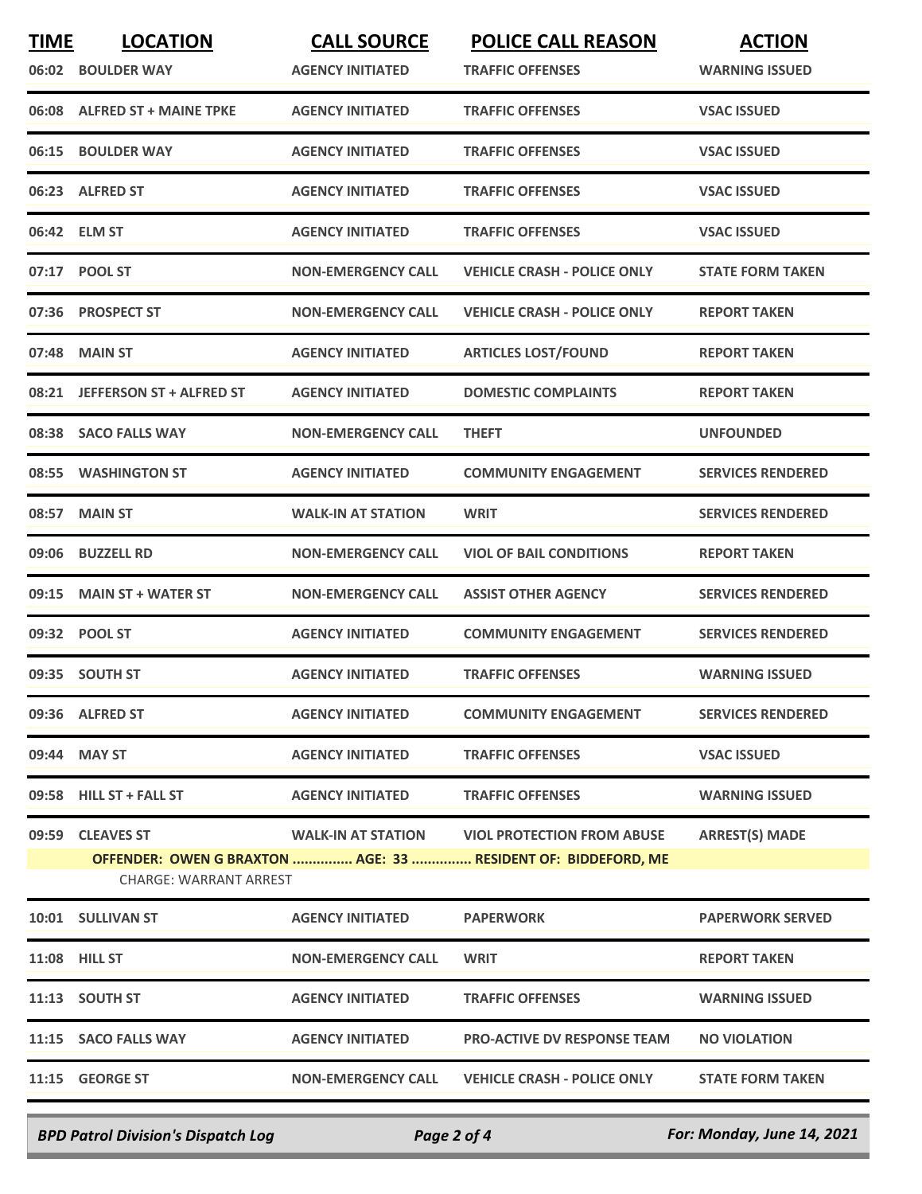| TIME | LOCATION | CALL SOURCE | POLICE CALL REASON | ACTION |
|---|---|---|---|---|
| 06:02 | BOULDER WAY | AGENCY INITIATED | TRAFFIC OFFENSES | WARNING ISSUED |
| 06:08 | ALFRED ST + MAINE TPKE | AGENCY INITIATED | TRAFFIC OFFENSES | VSAC ISSUED |
| 06:15 | BOULDER WAY | AGENCY INITIATED | TRAFFIC OFFENSES | VSAC ISSUED |
| 06:23 | ALFRED ST | AGENCY INITIATED | TRAFFIC OFFENSES | VSAC ISSUED |
| 06:42 | ELM ST | AGENCY INITIATED | TRAFFIC OFFENSES | VSAC ISSUED |
| 07:17 | POOL ST | NON-EMERGENCY CALL | VEHICLE CRASH - POLICE ONLY | STATE FORM TAKEN |
| 07:36 | PROSPECT ST | NON-EMERGENCY CALL | VEHICLE CRASH - POLICE ONLY | REPORT TAKEN |
| 07:48 | MAIN ST | AGENCY INITIATED | ARTICLES LOST/FOUND | REPORT TAKEN |
| 08:21 | JEFFERSON ST + ALFRED ST | AGENCY INITIATED | DOMESTIC COMPLAINTS | REPORT TAKEN |
| 08:38 | SACO FALLS WAY | NON-EMERGENCY CALL | THEFT | UNFOUNDED |
| 08:55 | WASHINGTON ST | AGENCY INITIATED | COMMUNITY ENGAGEMENT | SERVICES RENDERED |
| 08:57 | MAIN ST | WALK-IN AT STATION | WRIT | SERVICES RENDERED |
| 09:06 | BUZZELL RD | NON-EMERGENCY CALL | VIOL OF BAIL CONDITIONS | REPORT TAKEN |
| 09:15 | MAIN ST + WATER ST | NON-EMERGENCY CALL | ASSIST OTHER AGENCY | SERVICES RENDERED |
| 09:32 | POOL ST | AGENCY INITIATED | COMMUNITY ENGAGEMENT | SERVICES RENDERED |
| 09:35 | SOUTH ST | AGENCY INITIATED | TRAFFIC OFFENSES | WARNING ISSUED |
| 09:36 | ALFRED ST | AGENCY INITIATED | COMMUNITY ENGAGEMENT | SERVICES RENDERED |
| 09:44 | MAY ST | AGENCY INITIATED | TRAFFIC OFFENSES | VSAC ISSUED |
| 09:58 | HILL ST + FALL ST | AGENCY INITIATED | TRAFFIC OFFENSES | WARNING ISSUED |
| 09:59 | CLEAVES ST | WALK-IN AT STATION | VIOL PROTECTION FROM ABUSE | ARREST(S) MADE |
| | OFFENDER: OWEN G BRAXTON ............... AGE: 33 ............... RESIDENT OF: BIDDEFORD, ME | | | |
| | CHARGE: WARRANT ARREST | | | |
| 10:01 | SULLIVAN ST | AGENCY INITIATED | PAPERWORK | PAPERWORK SERVED |
| 11:08 | HILL ST | NON-EMERGENCY CALL | WRIT | REPORT TAKEN |
| 11:13 | SOUTH ST | AGENCY INITIATED | TRAFFIC OFFENSES | WARNING ISSUED |
| 11:15 | SACO FALLS WAY | AGENCY INITIATED | PRO-ACTIVE DV RESPONSE TEAM | NO VIOLATION |
| 11:15 | GEORGE ST | NON-EMERGENCY CALL | VEHICLE CRASH - POLICE ONLY | STATE FORM TAKEN |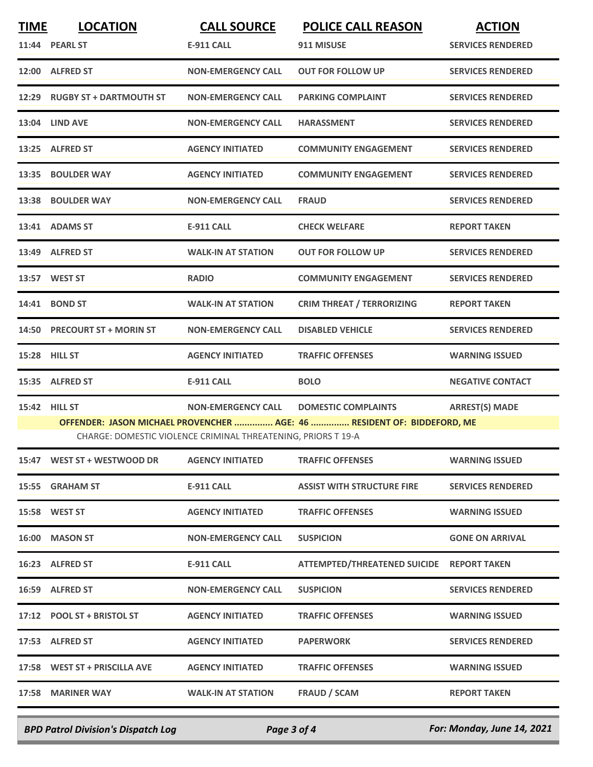| TIME | LOCATION | CALL SOURCE | POLICE CALL REASON | ACTION |
|---|---|---|---|---|
| 11:44 | PEARL ST | E-911 CALL | 911 MISUSE | SERVICES RENDERED |
| 12:00 | ALFRED ST | NON-EMERGENCY CALL | OUT FOR FOLLOW UP | SERVICES RENDERED |
| 12:29 | RUGBY ST + DARTMOUTH ST | NON-EMERGENCY CALL | PARKING COMPLAINT | SERVICES RENDERED |
| 13:04 | LIND AVE | NON-EMERGENCY CALL | HARASSMENT | SERVICES RENDERED |
| 13:25 | ALFRED ST | AGENCY INITIATED | COMMUNITY ENGAGEMENT | SERVICES RENDERED |
| 13:35 | BOULDER WAY | AGENCY INITIATED | COMMUNITY ENGAGEMENT | SERVICES RENDERED |
| 13:38 | BOULDER WAY | NON-EMERGENCY CALL | FRAUD | SERVICES RENDERED |
| 13:41 | ADAMS ST | E-911 CALL | CHECK WELFARE | REPORT TAKEN |
| 13:49 | ALFRED ST | WALK-IN AT STATION | OUT FOR FOLLOW UP | SERVICES RENDERED |
| 13:57 | WEST ST | RADIO | COMMUNITY ENGAGEMENT | SERVICES RENDERED |
| 14:41 | BOND ST | WALK-IN AT STATION | CRIM THREAT / TERRORIZING | REPORT TAKEN |
| 14:50 | PRECOURT ST + MORIN ST | NON-EMERGENCY CALL | DISABLED VEHICLE | SERVICES RENDERED |
| 15:28 | HILL ST | AGENCY INITIATED | TRAFFIC OFFENSES | WARNING ISSUED |
| 15:35 | ALFRED ST | E-911 CALL | BOLO | NEGATIVE CONTACT |
| 15:42 | HILL ST | NON-EMERGENCY CALL | DOMESTIC COMPLAINTS | ARREST(S) MADE |

**OFFENDER: JASON MICHAEL PROVENCHER ............... AGE: 46 ............... RESIDENT OF: BIDDEFORD, ME**

CHARGE: DOMESTIC VIOLENCE CRIMINAL THREATENING, PRIORS T 19-A

| TIME | LOCATION | CALL SOURCE | POLICE CALL REASON | ACTION |
|---|---|---|---|---|
| 15:47 | WEST ST + WESTWOOD DR | AGENCY INITIATED | TRAFFIC OFFENSES | WARNING ISSUED |
| 15:55 | GRAHAM ST | E-911 CALL | ASSIST WITH STRUCTURE FIRE | SERVICES RENDERED |
| 15:58 | WEST ST | AGENCY INITIATED | TRAFFIC OFFENSES | WARNING ISSUED |
| 16:00 | MASON ST | NON-EMERGENCY CALL | SUSPICION | GONE ON ARRIVAL |
| 16:23 | ALFRED ST | E-911 CALL | ATTEMPTED/THREATENED SUICIDE | REPORT TAKEN |
| 16:59 | ALFRED ST | NON-EMERGENCY CALL | SUSPICION | SERVICES RENDERED |
| 17:12 | POOL ST + BRISTOL ST | AGENCY INITIATED | TRAFFIC OFFENSES | WARNING ISSUED |
| 17:53 | ALFRED ST | AGENCY INITIATED | PAPERWORK | SERVICES RENDERED |
| 17:58 | WEST ST + PRISCILLA AVE | AGENCY INITIATED | TRAFFIC OFFENSES | WARNING ISSUED |
| 17:58 | MARINER WAY | WALK-IN AT STATION | FRAUD / SCAM | REPORT TAKEN |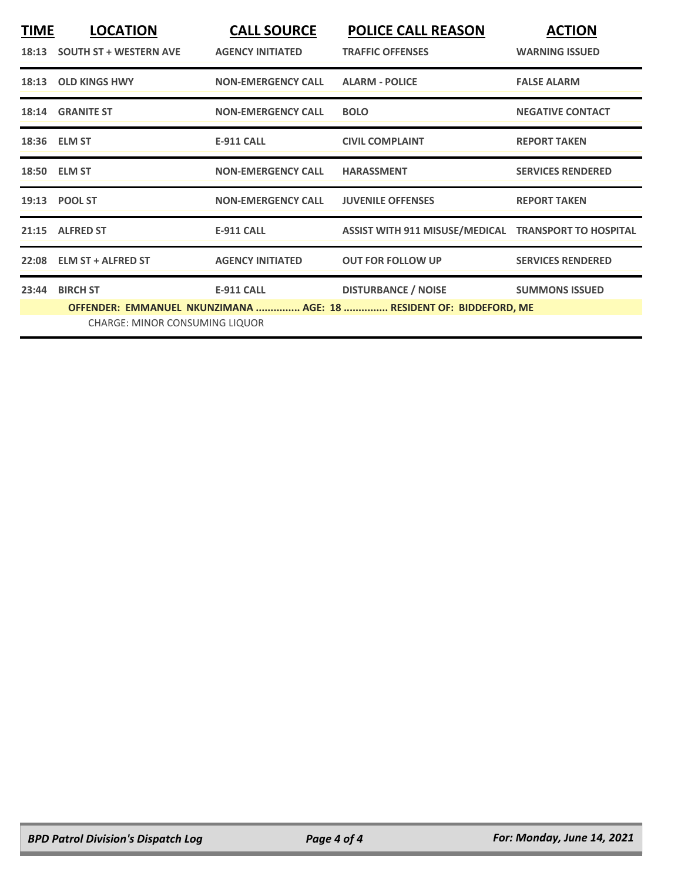| TIME | LOCATION | CALL SOURCE | POLICE CALL REASON | ACTION |
|---|---|---|---|---|
| 18:13 | SOUTH ST + WESTERN AVE | AGENCY INITIATED | TRAFFIC OFFENSES | WARNING ISSUED |
| 18:13 | OLD KINGS HWY | NON-EMERGENCY CALL | ALARM - POLICE | FALSE ALARM |
| 18:14 | GRANITE ST | NON-EMERGENCY CALL | BOLO | NEGATIVE CONTACT |
| 18:36 | ELM ST | E-911 CALL | CIVIL COMPLAINT | REPORT TAKEN |
| 18:50 | ELM ST | NON-EMERGENCY CALL | HARASSMENT | SERVICES RENDERED |
| 19:13 | POOL ST | NON-EMERGENCY CALL | JUVENILE OFFENSES | REPORT TAKEN |
| 21:15 | ALFRED ST | E-911 CALL | ASSIST WITH 911 MISUSE/MEDICAL | TRANSPORT TO HOSPITAL |
| 22:08 | ELM ST + ALFRED ST | AGENCY INITIATED | OUT FOR FOLLOW UP | SERVICES RENDERED |
| 23:44 | BIRCH ST | E-911 CALL | DISTURBANCE / NOISE | SUMMONS ISSUED |

**OFFENDER: EMMANUEL NKUNZIMANA ............... AGE: 18 ............... RESIDENT OF: BIDDEFORD, ME**

CHARGE: MINOR CONSUMING LIQUOR

*BPD Patrol Division's Dispatch Log* — *For: Monday, June 14, 2021*